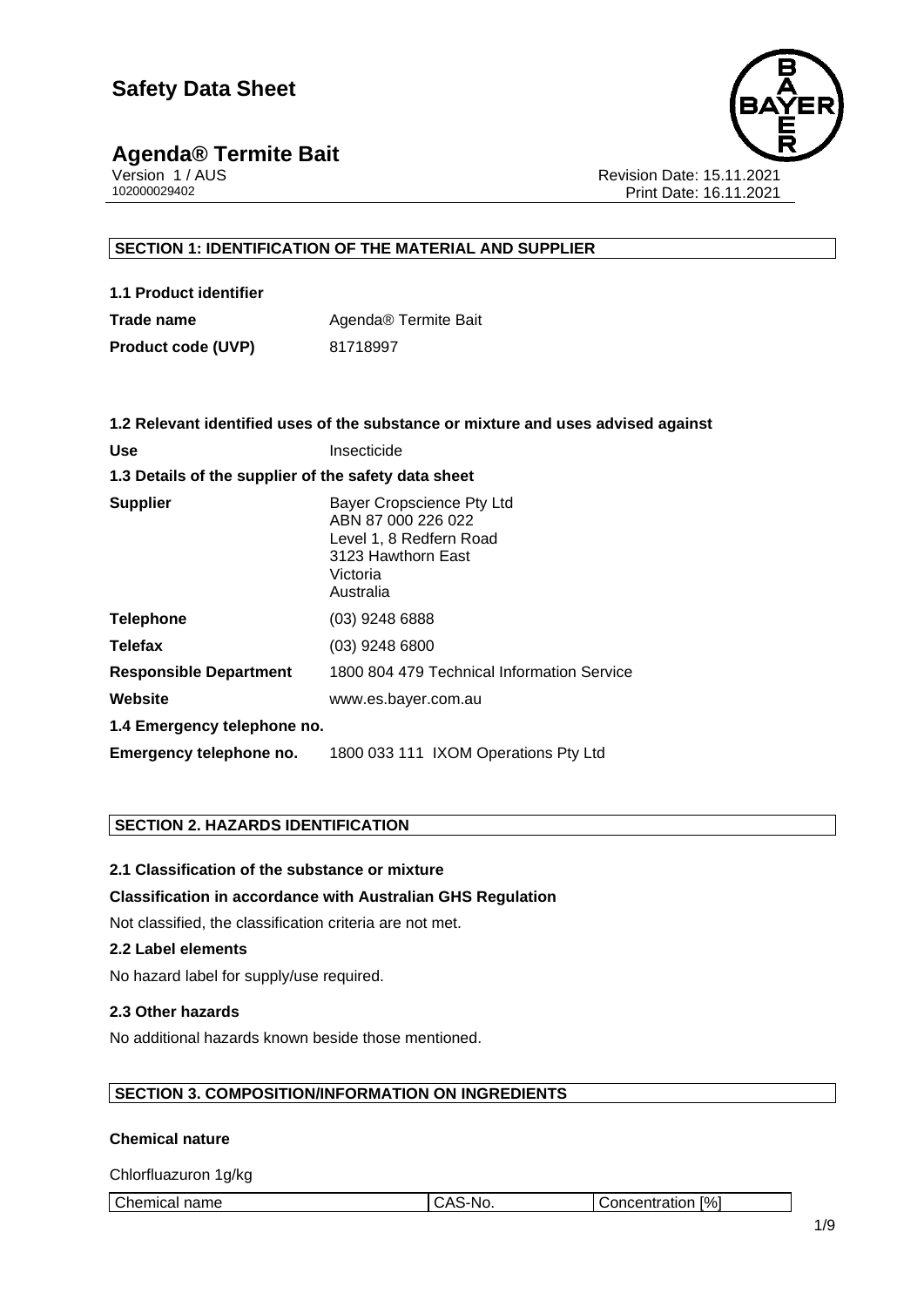# Safety Data Sheet

## Agenda® Termite Bait

Version 1 / AUS
102000029402

Revision Date: 15.11.2021
Print Date: 16.11.2021

### SECTION 1: IDENTIFICATION OF THE MATERIAL AND SUPPLIER

**1.1 Product identifier**

| | |
|---|---|
| **Trade name** | Agenda® Termite Bait |
| **Product code (UVP)** | 81718997 |

**1.2 Relevant identified uses of the substance or mixture and uses advised against**

| | |
|---|---|
| **Use** | Insecticide |

**1.3 Details of the supplier of the safety data sheet**

| | |
|---|---|
| **Supplier** | Bayer Cropscience Pty Ltd<br>ABN 87 000 226 022<br>Level 1, 8 Redfern Road<br>3123 Hawthorn East<br>Victoria<br>Australia |
| **Telephone** | (03) 9248 6888 |
| **Telefax** | (03) 9248 6800 |
| **Responsible Department** | 1800 804 479 Technical Information Service |
| **Website** | www.es.bayer.com.au |

**1.4 Emergency telephone no.**

| | |
|---|---|
| **Emergency telephone no.** | 1800 033 111 IXOM Operations Pty Ltd |

### SECTION 2. HAZARDS IDENTIFICATION

**2.1 Classification of the substance or mixture**

**Classification in accordance with Australian GHS Regulation**

Not classified, the classification criteria are not met.

**2.2 Label elements**

No hazard label for supply/use required.

**2.3 Other hazards**

No additional hazards known beside those mentioned.

### SECTION 3. COMPOSITION/INFORMATION ON INGREDIENTS

**Chemical nature**

Chlorfluazuron 1g/kg

| Chemical name | CAS-No. | Concentration [%] |
|---|---|---|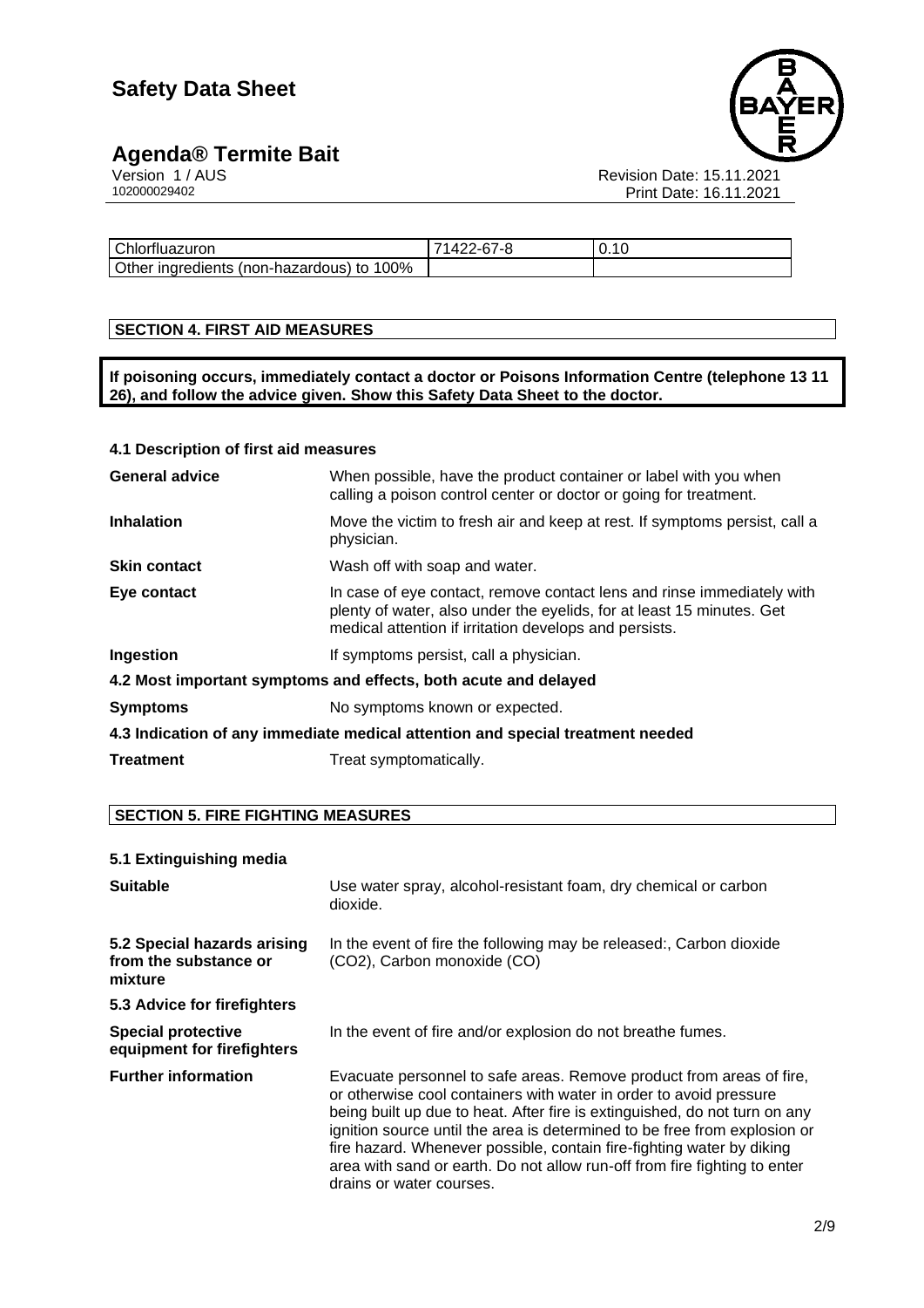| Chlorfluazuron | 71422-67-8 | 0.10 |
|---|---|---|
| Other ingredients (non-hazardous) to 100% | | |

## SECTION 4. FIRST AID MEASURES

**If poisoning occurs, immediately contact a doctor or Poisons Information Centre (telephone 13 11 26), and follow the advice given. Show this Safety Data Sheet to the doctor.**

### 4.1 Description of first aid measures

**General advice** When possible, have the product container or label with you when calling a poison control center or doctor or going for treatment.

**Inhalation** Move the victim to fresh air and keep at rest. If symptoms persist, call a physician.

**Skin contact** Wash off with soap and water.

**Eye contact** In case of eye contact, remove contact lens and rinse immediately with plenty of water, also under the eyelids, for at least 15 minutes. Get medical attention if irritation develops and persists.

**Ingestion** If symptoms persist, call a physician.

### 4.2 Most important symptoms and effects, both acute and delayed

**Symptoms** No symptoms known or expected.

### 4.3 Indication of any immediate medical attention and special treatment needed

**Treatment** Treat symptomatically.

## SECTION 5. FIRE FIGHTING MEASURES

### 5.1 Extinguishing media

**Suitable** Use water spray, alcohol-resistant foam, dry chemical or carbon dioxide.

**5.2 Special hazards arising from the substance or mixture** In the event of fire the following may be released:, Carbon dioxide ($CO_2$), Carbon monoxide (CO)

### 5.3 Advice for firefighters

**Special protective equipment for firefighters** In the event of fire and/or explosion do not breathe fumes.

**Further information** Evacuate personnel to safe areas. Remove product from areas of fire, or otherwise cool containers with water in order to avoid pressure being built up due to heat. After fire is extinguished, do not turn on any ignition source until the area is determined to be free from explosion or fire hazard. Whenever possible, contain fire-fighting water by diking area with sand or earth. Do not allow run-off from fire fighting to enter drains or water courses.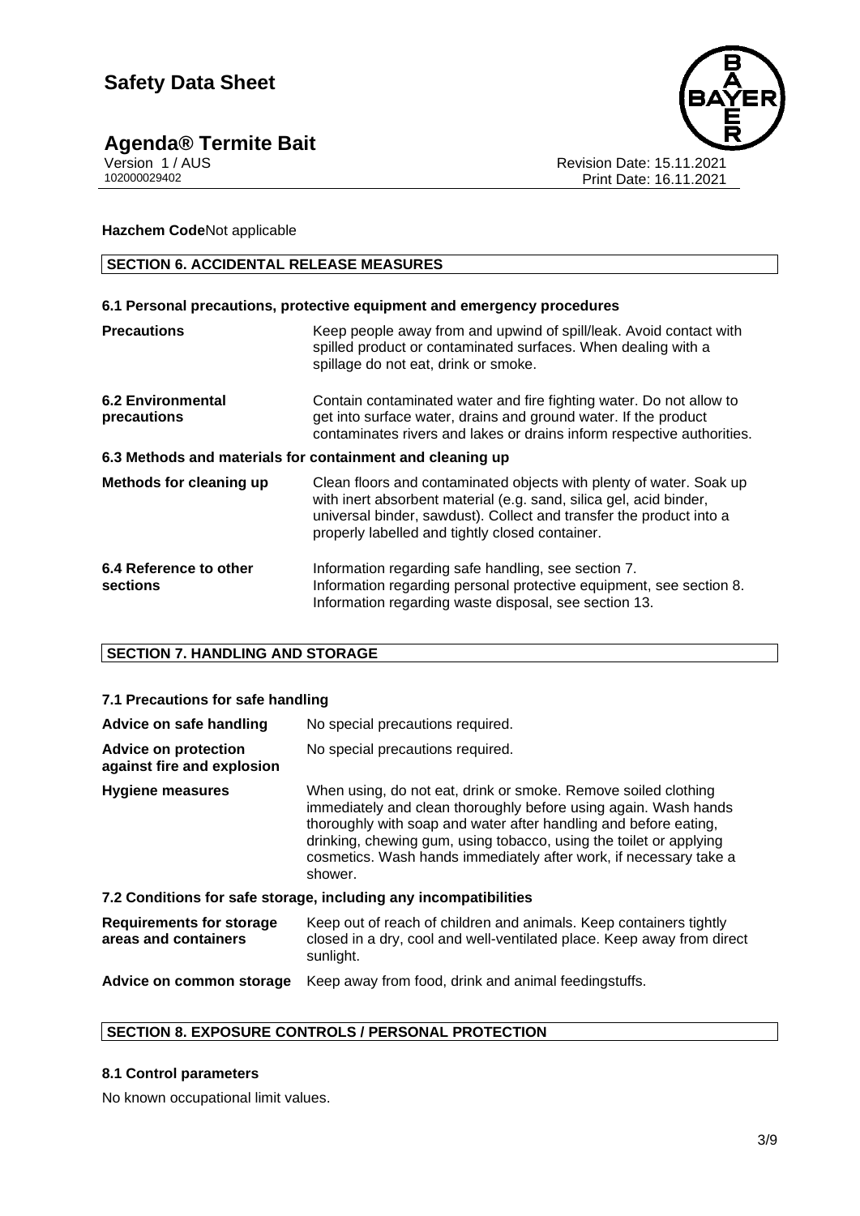**Hazchem Code** Not applicable

## SECTION 6. ACCIDENTAL RELEASE MEASURES

### 6.1 Personal precautions, protective equipment and emergency procedures

| | |
|---|---|
| **Precautions** | Keep people away from and upwind of spill/leak. Avoid contact with spilled product or contaminated surfaces. When dealing with a spillage do not eat, drink or smoke. |
| **6.2 Environmental precautions** | Contain contaminated water and fire fighting water. Do not allow to get into surface water, drains and ground water. If the product contaminates rivers and lakes or drains inform respective authorities. |

### 6.3 Methods and materials for containment and cleaning up

| | |
|---|---|
| **Methods for cleaning up** | Clean floors and contaminated objects with plenty of water. Soak up with inert absorbent material (e.g. sand, silica gel, acid binder, universal binder, sawdust). Collect and transfer the product into a properly labelled and tightly closed container. |
| **6.4 Reference to other sections** | Information regarding safe handling, see section 7.<br>Information regarding personal protective equipment, see section 8.<br>Information regarding waste disposal, see section 13. |

## SECTION 7. HANDLING AND STORAGE

### 7.1 Precautions for safe handling

| | |
|---|---|
| **Advice on safe handling** | No special precautions required. |
| **Advice on protection against fire and explosion** | No special precautions required. |
| **Hygiene measures** | When using, do not eat, drink or smoke. Remove soiled clothing immediately and clean thoroughly before using again. Wash hands thoroughly with soap and water after handling and before eating, drinking, chewing gum, using tobacco, using the toilet or applying cosmetics. Wash hands immediately after work, if necessary take a shower. |

### 7.2 Conditions for safe storage, including any incompatibilities

| | |
|---|---|
| **Requirements for storage areas and containers** | Keep out of reach of children and animals. Keep containers tightly closed in a dry, cool and well-ventilated place. Keep away from direct sunlight. |
| **Advice on common storage** | Keep away from food, drink and animal feedingstuffs. |

## SECTION 8. EXPOSURE CONTROLS / PERSONAL PROTECTION

### 8.1 Control parameters

No known occupational limit values.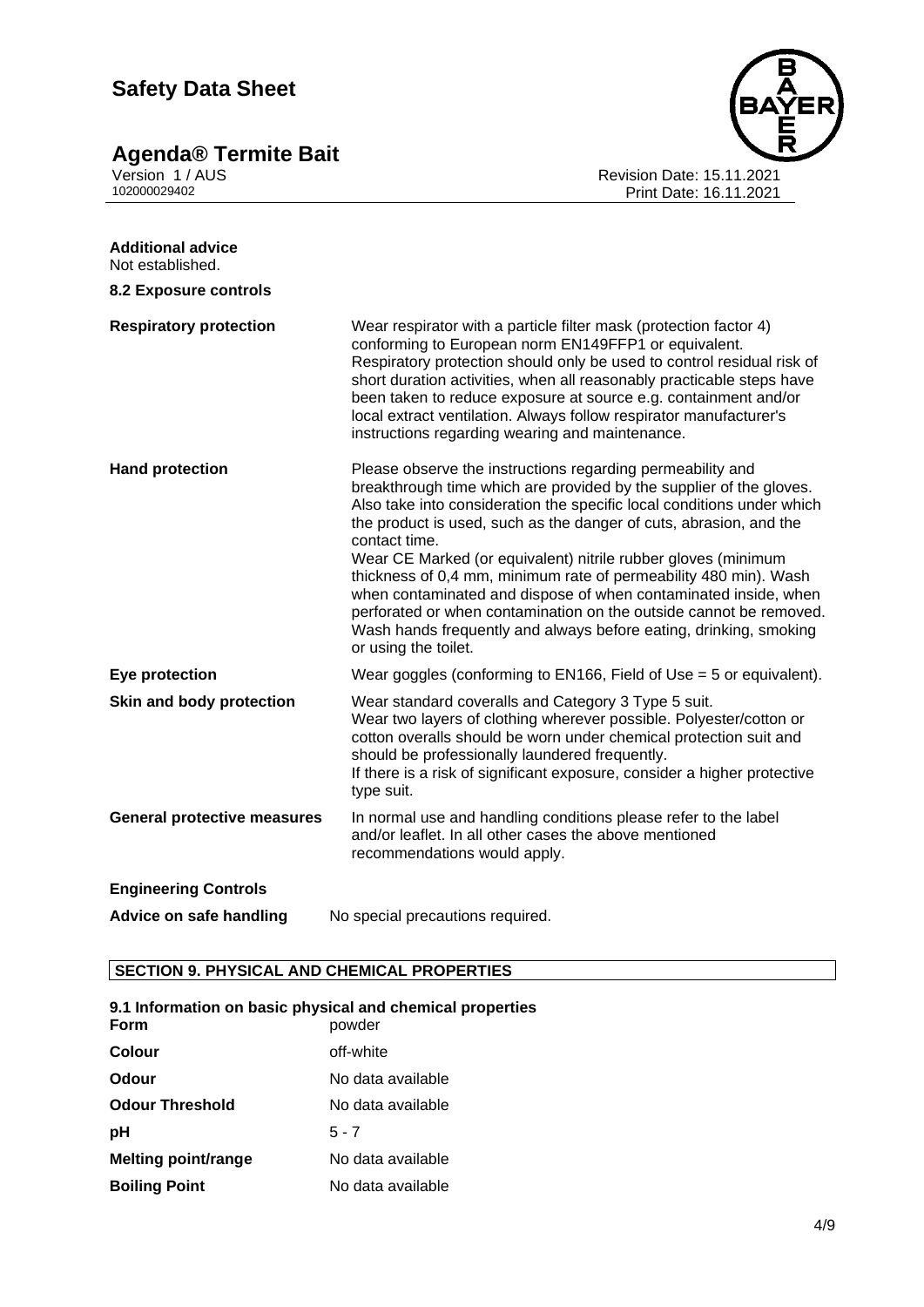**Additional advice**
Not established.

**8.2 Exposure controls**

| | |
|---|---|
| **Respiratory protection** | Wear respirator with a particle filter mask (protection factor 4) conforming to European norm EN149FFP1 or equivalent. Respiratory protection should only be used to control residual risk of short duration activities, when all reasonably practicable steps have been taken to reduce exposure at source e.g. containment and/or local extract ventilation. Always follow respirator manufacturer's instructions regarding wearing and maintenance. |
| **Hand protection** | Please observe the instructions regarding permeability and breakthrough time which are provided by the supplier of the gloves. Also take into consideration the specific local conditions under which the product is used, such as the danger of cuts, abrasion, and the contact time. Wear CE Marked (or equivalent) nitrile rubber gloves (minimum thickness of 0,4 mm, minimum rate of permeability 480 min). Wash when contaminated and dispose of when contaminated inside, when perforated or when contamination on the outside cannot be removed. Wash hands frequently and always before eating, drinking, smoking or using the toilet. |
| **Eye protection** | Wear goggles (conforming to EN166, Field of Use = 5 or equivalent). |
| **Skin and body protection** | Wear standard coveralls and Category 3 Type 5 suit. Wear two layers of clothing wherever possible. Polyester/cotton or cotton overalls should be worn under chemical protection suit and should be professionally laundered frequently. If there is a risk of significant exposure, consider a higher protective type suit. |
| **General protective measures** | In normal use and handling conditions please refer to the label and/or leaflet. In all other cases the above mentioned recommendations would apply. |

**Engineering Controls**

| | |
|---|---|
| **Advice on safe handling** | No special precautions required. |

## SECTION 9. PHYSICAL AND CHEMICAL PROPERTIES

**9.1 Information on basic physical and chemical properties**

| | |
|---|---|
| **Form** | powder |
| **Colour** | off-white |
| **Odour** | No data available |
| **Odour Threshold** | No data available |
| **pH** | 5 - 7 |
| **Melting point/range** | No data available |
| **Boiling Point** | No data available |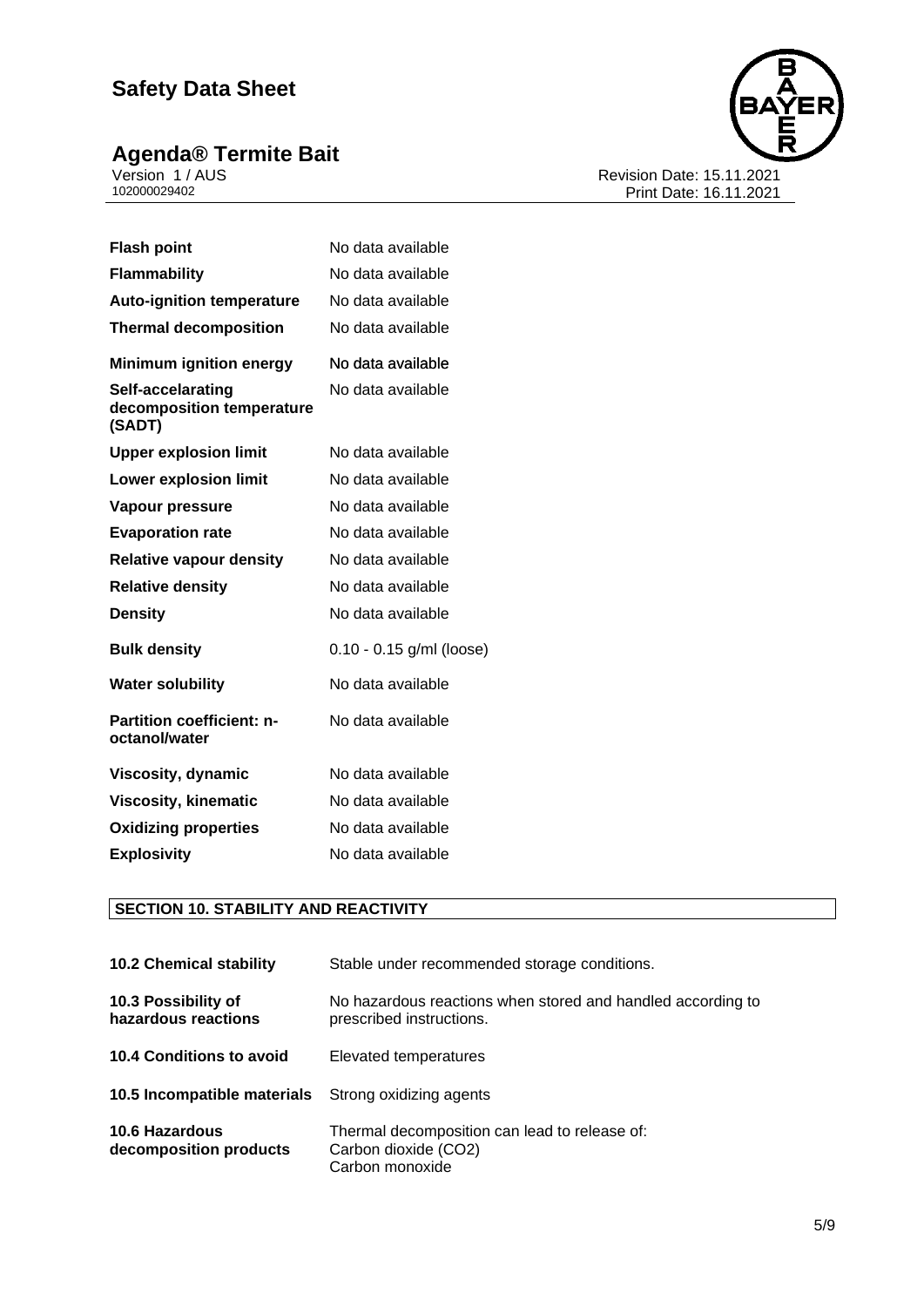| | |
|---|---|
| **Flash point** | No data available |
| **Flammability** | No data available |
| **Auto-ignition temperature** | No data available |
| **Thermal decomposition** | No data available |
| **Minimum ignition energy** | No data available |
| **Self-accelarating decomposition temperature (SADT)** | No data available |
| **Upper explosion limit** | No data available |
| **Lower explosion limit** | No data available |
| **Vapour pressure** | No data available |
| **Evaporation rate** | No data available |
| **Relative vapour density** | No data available |
| **Relative density** | No data available |
| **Density** | No data available |
| **Bulk density** | 0.10 - 0.15 g/ml (loose) |
| **Water solubility** | No data available |
| **Partition coefficient: n-octanol/water** | No data available |
| **Viscosity, dynamic** | No data available |
| **Viscosity, kinematic** | No data available |
| **Oxidizing properties** | No data available |
| **Explosivity** | No data available |

## SECTION 10. STABILITY AND REACTIVITY

| | |
|---|---|
| **10.2 Chemical stability** | Stable under recommended storage conditions. |
| **10.3 Possibility of hazardous reactions** | No hazardous reactions when stored and handled according to prescribed instructions. |
| **10.4 Conditions to avoid** | Elevated temperatures |
| **10.5 Incompatible materials** | Strong oxidizing agents |
| **10.6 Hazardous decomposition products** | Thermal decomposition can lead to release of:<br>Carbon dioxide ($CO_2$)<br>Carbon monoxide |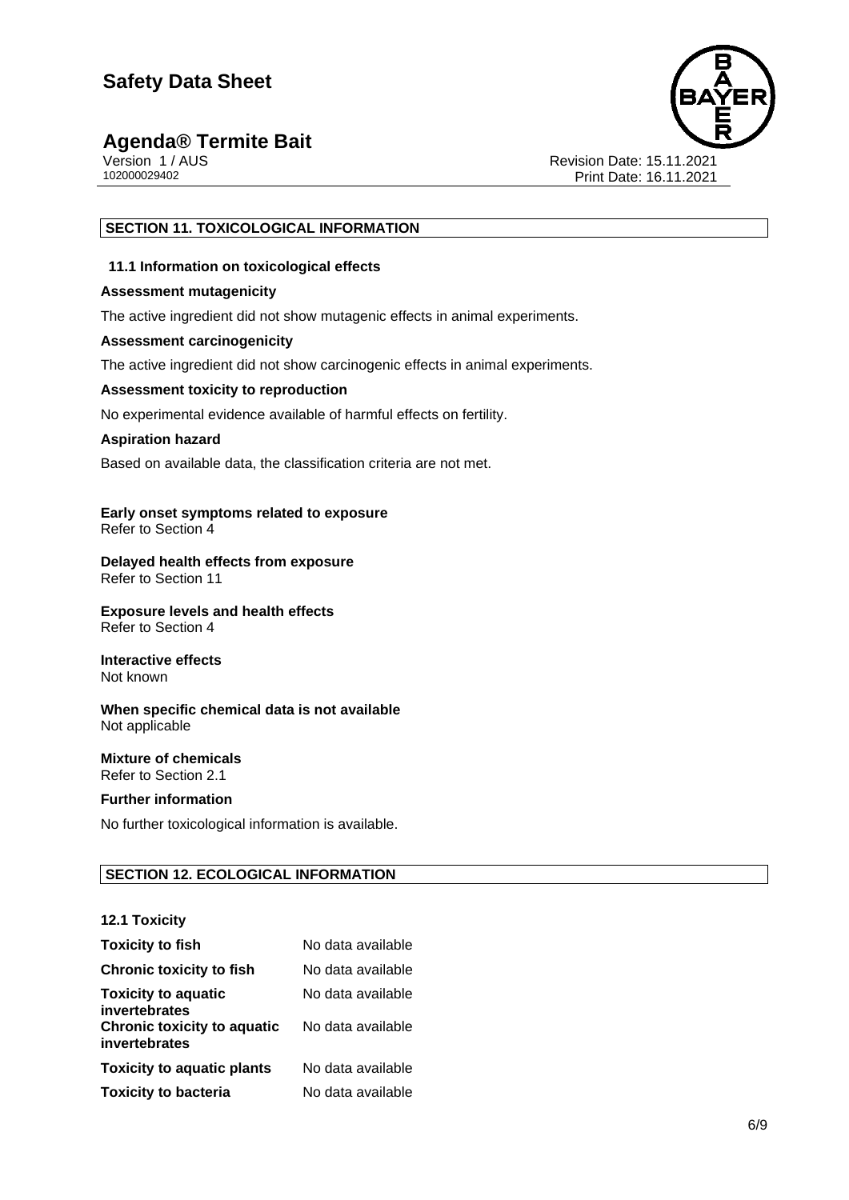## SECTION 11. TOXICOLOGICAL INFORMATION

### 11.1 Information on toxicological effects

**Assessment mutagenicity**

The active ingredient did not show mutagenic effects in animal experiments.

**Assessment carcinogenicity**

The active ingredient did not show carcinogenic effects in animal experiments.

**Assessment toxicity to reproduction**

No experimental evidence available of harmful effects on fertility.

**Aspiration hazard**

Based on available data, the classification criteria are not met.

**Early onset symptoms related to exposure**
Refer to Section 4

**Delayed health effects from exposure**
Refer to Section 11

**Exposure levels and health effects**
Refer to Section 4

**Interactive effects**
Not known

**When specific chemical data is not available**
Not applicable

**Mixture of chemicals**
Refer to Section 2.1

**Further information**

No further toxicological information is available.

## SECTION 12. ECOLOGICAL INFORMATION

### 12.1 Toxicity

| | |
|---|---|
| **Toxicity to fish** | No data available |
| **Chronic toxicity to fish** | No data available |
| **Toxicity to aquatic invertebrates** | No data available |
| **Chronic toxicity to aquatic invertebrates** | No data available |
| **Toxicity to aquatic plants** | No data available |
| **Toxicity to bacteria** | No data available |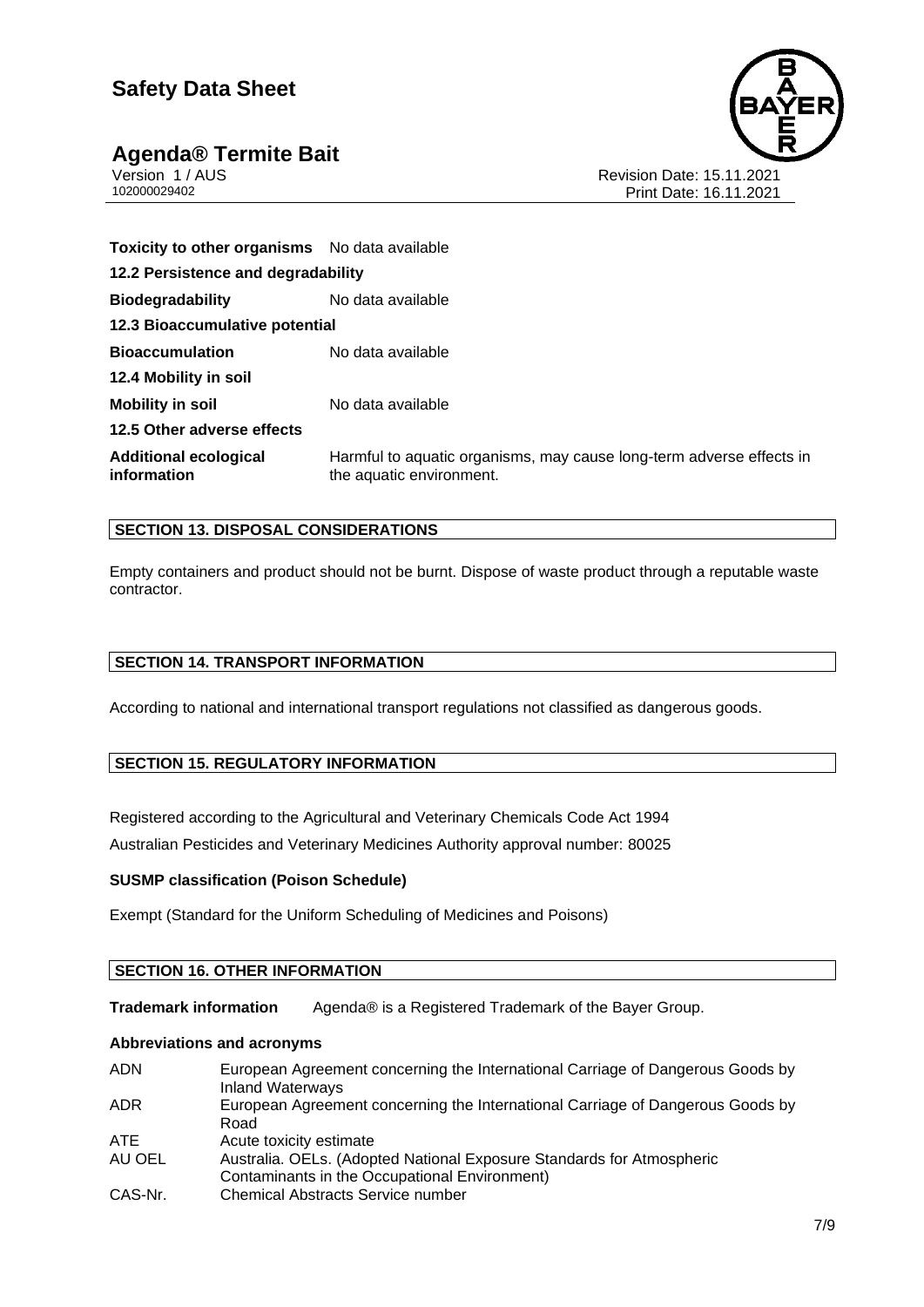| | |
|---|---|
| **Toxicity to other organisms** | No data available |
| **12.2 Persistence and degradability** | |
| **Biodegradability** | No data available |
| **12.3 Bioaccumulative potential** | |
| **Bioaccumulation** | No data available |
| **12.4 Mobility in soil** | |
| **Mobility in soil** | No data available |
| **12.5 Other adverse effects** | |
| **Additional ecological information** | Harmful to aquatic organisms, may cause long-term adverse effects in the aquatic environment. |

## SECTION 13. DISPOSAL CONSIDERATIONS

Empty containers and product should not be burnt. Dispose of waste product through a reputable waste contractor.

## SECTION 14. TRANSPORT INFORMATION

According to national and international transport regulations not classified as dangerous goods.

## SECTION 15. REGULATORY INFORMATION

Registered according to the Agricultural and Veterinary Chemicals Code Act 1994

Australian Pesticides and Veterinary Medicines Authority approval number: 80025

**SUSMP classification (Poison Schedule)**

Exempt (Standard for the Uniform Scheduling of Medicines and Poisons)

## SECTION 16. OTHER INFORMATION

**Trademark information** Agenda® is a Registered Trademark of the Bayer Group.

**Abbreviations and acronyms**

| | |
|---|---|
| ADN | European Agreement concerning the International Carriage of Dangerous Goods by Inland Waterways |
| ADR | European Agreement concerning the International Carriage of Dangerous Goods by Road |
| ATE | Acute toxicity estimate |
| AU OEL | Australia. OELs. (Adopted National Exposure Standards for Atmospheric Contaminants in the Occupational Environment) |
| CAS-Nr. | Chemical Abstracts Service number |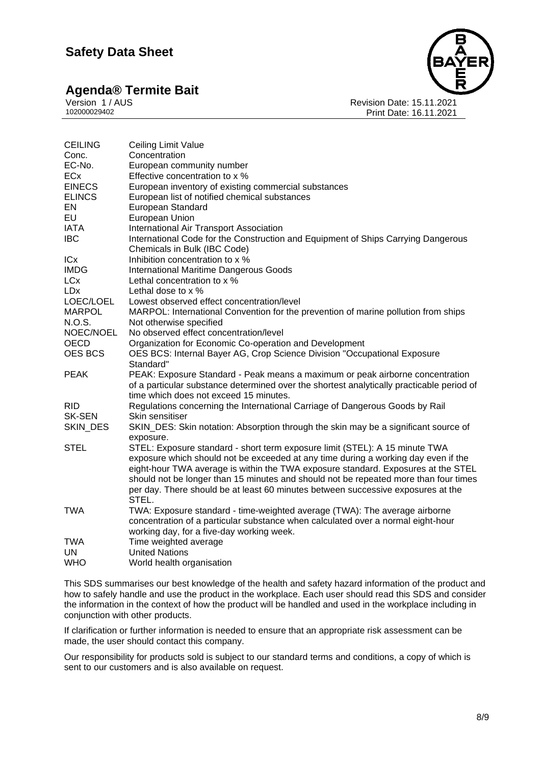| | |
|---|---|
| CEILING | Ceiling Limit Value |
| Conc. | Concentration |
| EC-No. | European community number |
| ECx | Effective concentration to x % |
| EINECS | European inventory of existing commercial substances |
| ELINCS | European list of notified chemical substances |
| EN | European Standard |
| EU | European Union |
| IATA | International Air Transport Association |
| IBC | International Code for the Construction and Equipment of Ships Carrying Dangerous Chemicals in Bulk (IBC Code) |
| ICx | Inhibition concentration to x % |
| IMDG | International Maritime Dangerous Goods |
| LCx | Lethal concentration to x % |
| LDx | Lethal dose to x % |
| LOEC/LOEL | Lowest observed effect concentration/level |
| MARPOL | MARPOL: International Convention for the prevention of marine pollution from ships |
| N.O.S. | Not otherwise specified |
| NOEC/NOEL | No observed effect concentration/level |
| OECD | Organization for Economic Co-operation and Development |
| OES BCS | OES BCS: Internal Bayer AG, Crop Science Division "Occupational Exposure Standard" |
| PEAK | PEAK: Exposure Standard - Peak means a maximum or peak airborne concentration of a particular substance determined over the shortest analytically practicable period of time which does not exceed 15 minutes. |
| RID | Regulations concerning the International Carriage of Dangerous Goods by Rail |
| SK-SEN | Skin sensitiser |
| SKIN_DES | SKIN_DES: Skin notation: Absorption through the skin may be a significant source of exposure. |
| STEL | STEL: Exposure standard - short term exposure limit (STEL): A 15 minute TWA exposure which should not be exceeded at any time during a working day even if the eight-hour TWA average is within the TWA exposure standard. Exposures at the STEL should not be longer than 15 minutes and should not be repeated more than four times per day. There should be at least 60 minutes between successive exposures at the STEL. |
| TWA | TWA: Exposure standard - time-weighted average (TWA): The average airborne concentration of a particular substance when calculated over a normal eight-hour working day, for a five-day working week. |
| TWA | Time weighted average |
| UN | United Nations |
| WHO | World health organisation |

This SDS summarises our best knowledge of the health and safety hazard information of the product and how to safely handle and use the product in the workplace. Each user should read this SDS and consider the information in the context of how the product will be handled and used in the workplace including in conjunction with other products.

If clarification or further information is needed to ensure that an appropriate risk assessment can be made, the user should contact this company.

Our responsibility for products sold is subject to our standard terms and conditions, a copy of which is sent to our customers and is also available on request.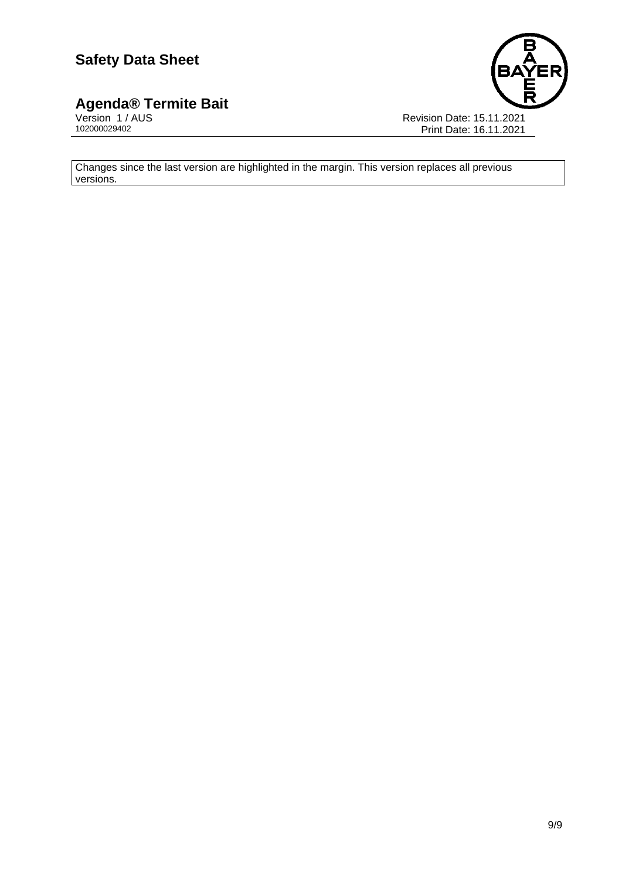Changes since the last version are highlighted in the margin. This version replaces all previous versions.